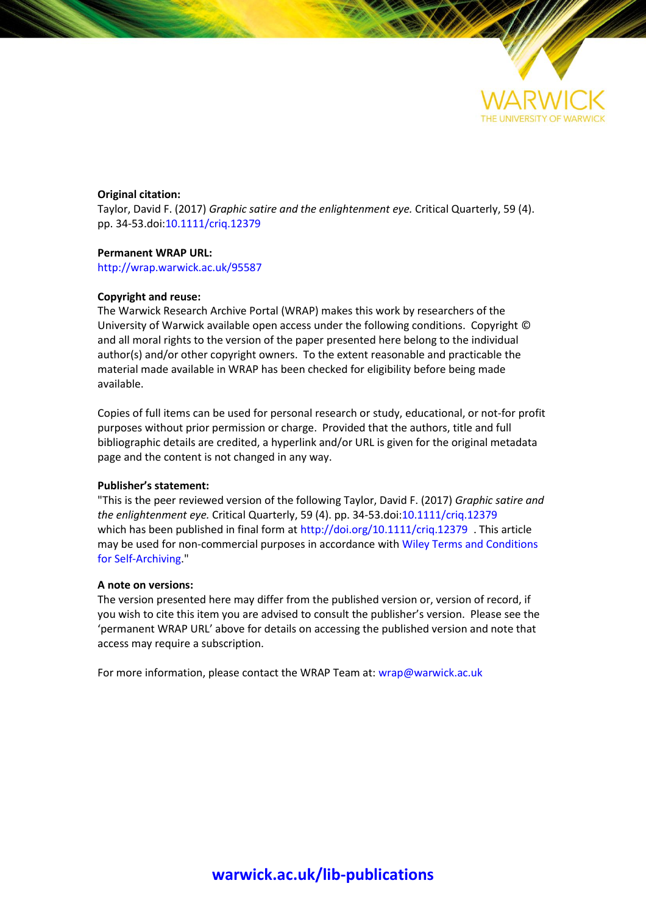**Original citation:**
Taylor, David F. (2017) *Graphic satire and the enlightenment eye.* Critical Quarterly, 59 (4). pp. 34-53.doi:10.1111/criq.12379

**Permanent WRAP URL:**
http://wrap.warwick.ac.uk/95587

**Copyright and reuse:**
The Warwick Research Archive Portal (WRAP) makes this work by researchers of the University of Warwick available open access under the following conditions. Copyright © and all moral rights to the version of the paper presented here belong to the individual author(s) and/or other copyright owners. To the extent reasonable and practicable the material made available in WRAP has been checked for eligibility before being made available.

Copies of full items can be used for personal research or study, educational, or not-for profit purposes without prior permission or charge. Provided that the authors, title and full bibliographic details are credited, a hyperlink and/or URL is given for the original metadata page and the content is not changed in any way.

**Publisher's statement:**
"This is the peer reviewed version of the following Taylor, David F. (2017) *Graphic satire and the enlightenment eye.* Critical Quarterly, 59 (4). pp. 34-53.doi:10.1111/criq.12379 which has been published in final form at http://doi.org/10.1111/criq.12379 . This article may be used for non-commercial purposes in accordance with Wiley Terms and Conditions for Self-Archiving."

**A note on versions:**
The version presented here may differ from the published version or, version of record, if you wish to cite this item you are advised to consult the publisher's version. Please see the 'permanent WRAP URL' above for details on accessing the published version and note that access may require a subscription.

For more information, please contact the WRAP Team at: wrap@warwick.ac.uk

**warwick.ac.uk/lib-publications**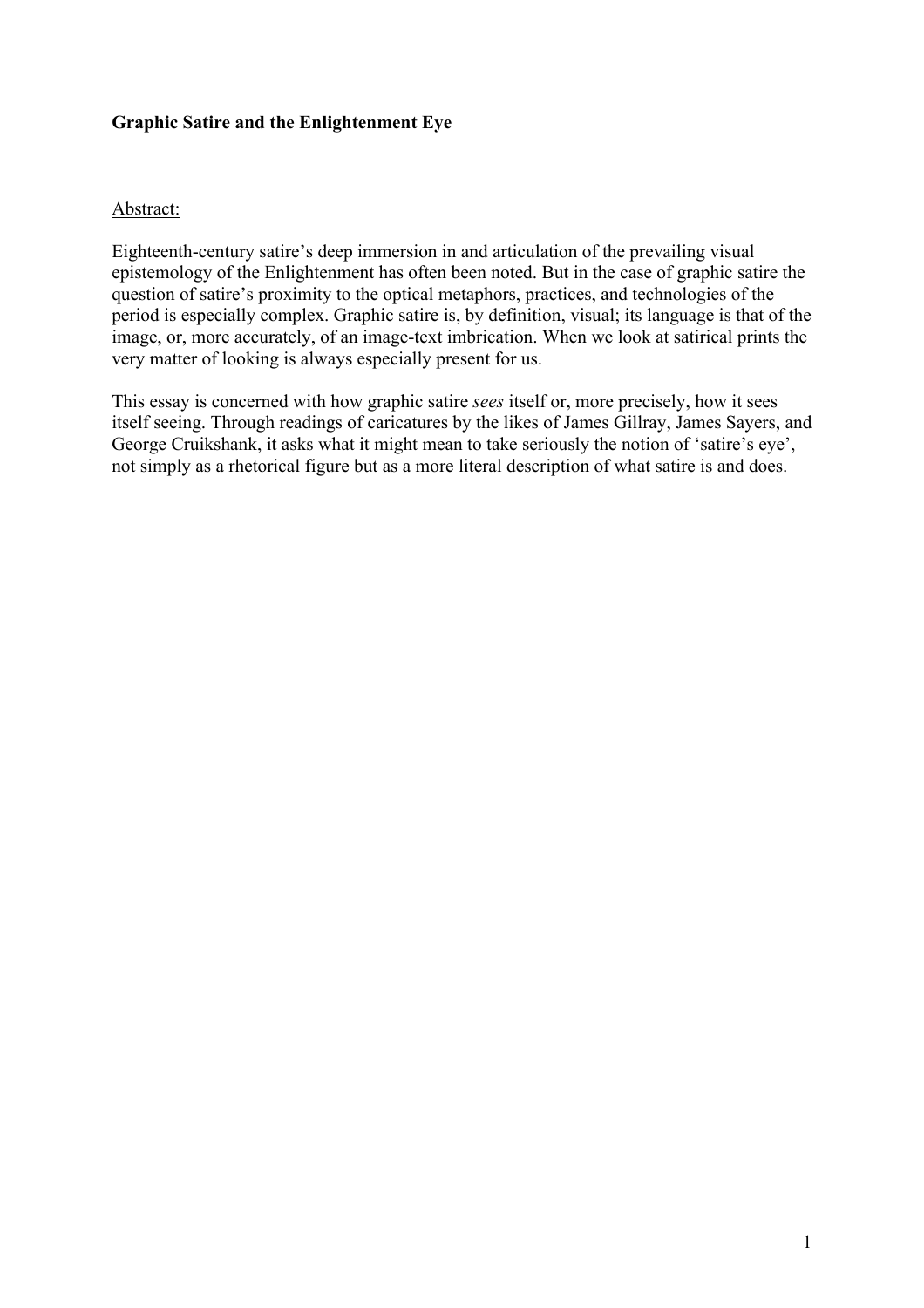**Graphic Satire and the Enlightenment Eye**

Abstract:

Eighteenth-century satire's deep immersion in and articulation of the prevailing visual epistemology of the Enlightenment has often been noted. But in the case of graphic satire the question of satire's proximity to the optical metaphors, practices, and technologies of the period is especially complex. Graphic satire is, by definition, visual; its language is that of the image, or, more accurately, of an image-text imbrication. When we look at satirical prints the very matter of looking is always especially present for us.

This essay is concerned with how graphic satire *sees* itself or, more precisely, how it sees itself seeing. Through readings of caricatures by the likes of James Gillray, James Sayers, and George Cruikshank, it asks what it might mean to take seriously the notion of 'satire's eye', not simply as a rhetorical figure but as a more literal description of what satire is and does.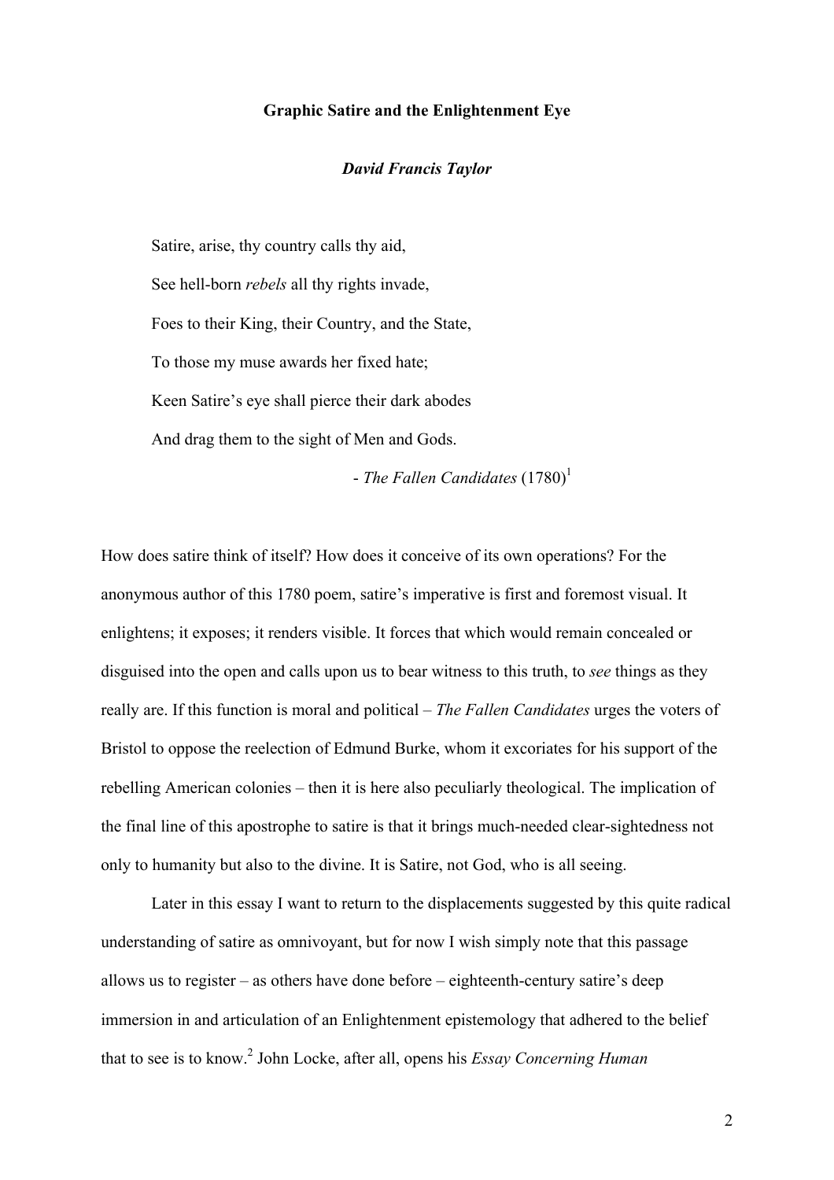**Graphic Satire and the Enlightenment Eye**

***David Francis Taylor***

> Satire, arise, thy country calls thy aid,
>
> See hell-born *rebels* all thy rights invade,
>
> Foes to their King, their Country, and the State,
>
> To those my muse awards her fixed hate;
>
> Keen Satire's eye shall pierce their dark abodes
>
> And drag them to the sight of Men and Gods.
>
> - *The Fallen Candidates* (1780)[1]

How does satire think of itself? How does it conceive of its own operations? For the anonymous author of this 1780 poem, satire's imperative is first and foremost visual. It enlightens; it exposes; it renders visible. It forces that which would remain concealed or disguised into the open and calls upon us to bear witness to this truth, to *see* things as they really are. If this function is moral and political – *The Fallen Candidates* urges the voters of Bristol to oppose the reelection of Edmund Burke, whom it excoriates for his support of the rebelling American colonies – then it is here also peculiarly theological. The implication of the final line of this apostrophe to satire is that it brings much-needed clear-sightedness not only to humanity but also to the divine. It is Satire, not God, who is all seeing.

Later in this essay I want to return to the displacements suggested by this quite radical understanding of satire as omnivoyant, but for now I wish simply note that this passage allows us to register – as others have done before – eighteenth-century satire's deep immersion in and articulation of an Enlightenment epistemology that adhered to the belief that to see is to know.[2] John Locke, after all, opens his *Essay Concerning Human*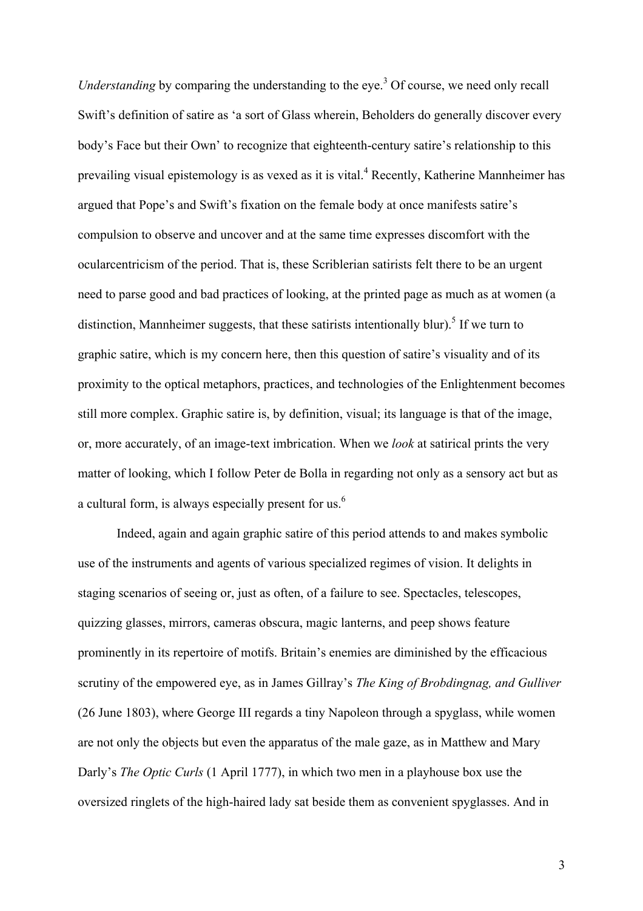*Understanding* by comparing the understanding to the eye.[3] Of course, we need only recall Swift's definition of satire as 'a sort of Glass wherein, Beholders do generally discover every body's Face but their Own' to recognize that eighteenth-century satire's relationship to this prevailing visual epistemology is as vexed as it is vital.[4] Recently, Katherine Mannheimer has argued that Pope's and Swift's fixation on the female body at once manifests satire's compulsion to observe and uncover and at the same time expresses discomfort with the ocularcentricism of the period. That is, these Scriblerian satirists felt there to be an urgent need to parse good and bad practices of looking, at the printed page as much as at women (a distinction, Mannheimer suggests, that these satirists intentionally blur).[5] If we turn to graphic satire, which is my concern here, then this question of satire's visuality and of its proximity to the optical metaphors, practices, and technologies of the Enlightenment becomes still more complex. Graphic satire is, by definition, visual; its language is that of the image, or, more accurately, of an image-text imbrication. When we *look* at satirical prints the very matter of looking, which I follow Peter de Bolla in regarding not only as a sensory act but as a cultural form, is always especially present for us.[6]

Indeed, again and again graphic satire of this period attends to and makes symbolic use of the instruments and agents of various specialized regimes of vision. It delights in staging scenarios of seeing or, just as often, of a failure to see. Spectacles, telescopes, quizzing glasses, mirrors, cameras obscura, magic lanterns, and peep shows feature prominently in its repertoire of motifs. Britain's enemies are diminished by the efficacious scrutiny of the empowered eye, as in James Gillray's *The King of Brobdingnag, and Gulliver* (26 June 1803), where George III regards a tiny Napoleon through a spyglass, while women are not only the objects but even the apparatus of the male gaze, as in Matthew and Mary Darly's *The Optic Curls* (1 April 1777), in which two men in a playhouse box use the oversized ringlets of the high-haired lady sat beside them as convenient spyglasses. And in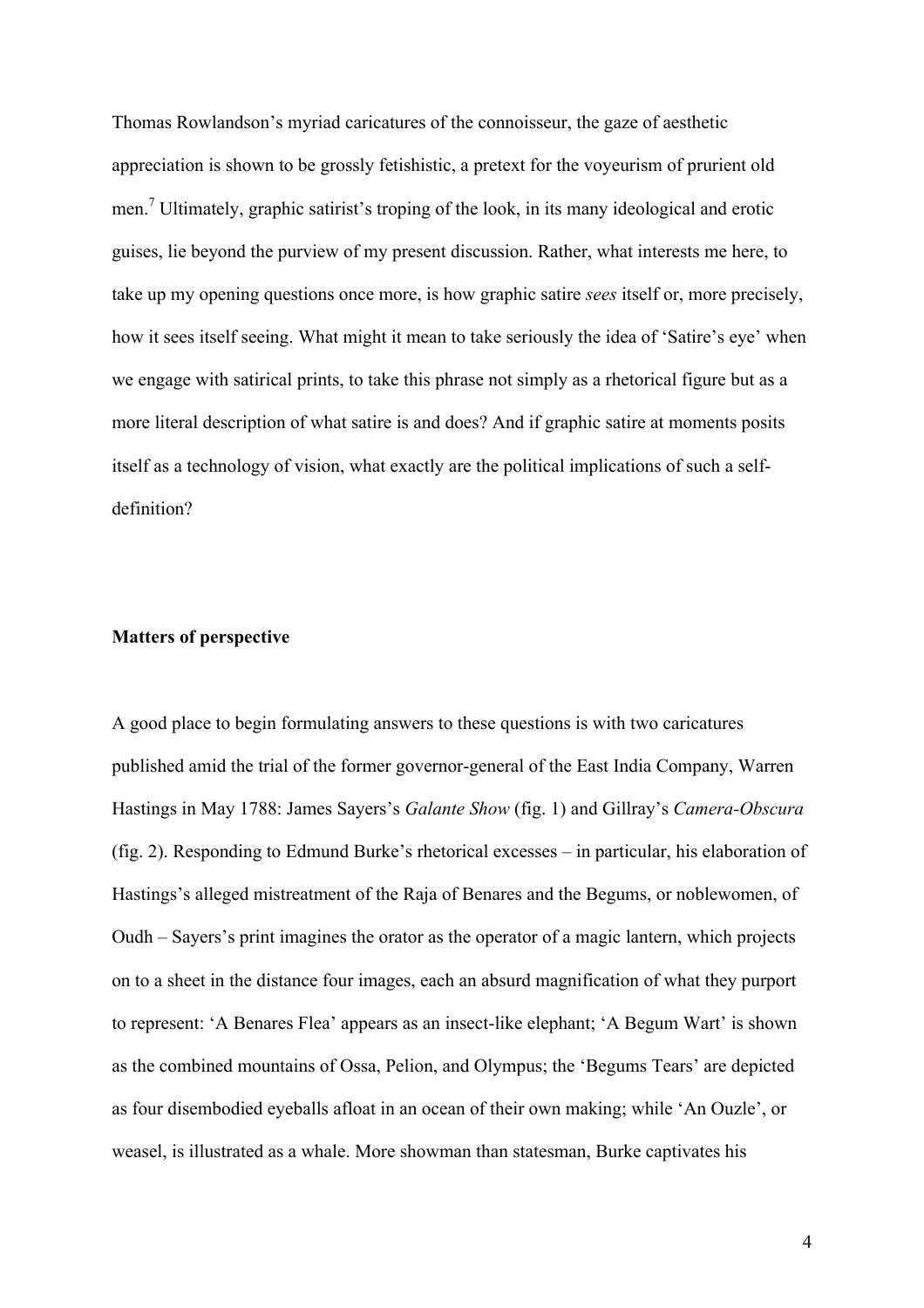Thomas Rowlandson's myriad caricatures of the connoisseur, the gaze of aesthetic appreciation is shown to be grossly fetishistic, a pretext for the voyeurism of prurient old men.[7] Ultimately, graphic satirist's troping of the look, in its many ideological and erotic guises, lie beyond the purview of my present discussion. Rather, what interests me here, to take up my opening questions once more, is how graphic satire *sees* itself or, more precisely, how it sees itself seeing. What might it mean to take seriously the idea of 'Satire's eye' when we engage with satirical prints, to take this phrase not simply as a rhetorical figure but as a more literal description of what satire is and does? And if graphic satire at moments posits itself as a technology of vision, what exactly are the political implications of such a self-definition?

## Matters of perspective

A good place to begin formulating answers to these questions is with two caricatures published amid the trial of the former governor-general of the East India Company, Warren Hastings in May 1788: James Sayers's *Galante Show* (fig. 1) and Gillray's *Camera-Obscura* (fig. 2). Responding to Edmund Burke's rhetorical excesses – in particular, his elaboration of Hastings's alleged mistreatment of the Raja of Benares and the Begums, or noblewomen, of Oudh – Sayers's print imagines the orator as the operator of a magic lantern, which projects on to a sheet in the distance four images, each an absurd magnification of what they purport to represent: 'A Benares Flea' appears as an insect-like elephant; 'A Begum Wart' is shown as the combined mountains of Ossa, Pelion, and Olympus; the 'Begums Tears' are depicted as four disembodied eyeballs afloat in an ocean of their own making; while 'An Ouzle', or weasel, is illustrated as a whale. More showman than statesman, Burke captivates his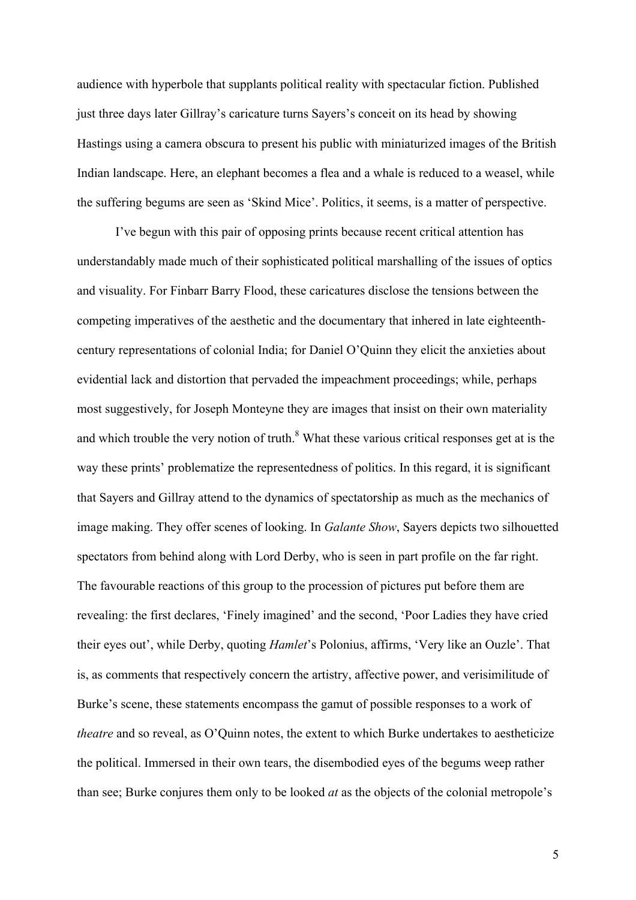audience with hyperbole that supplants political reality with spectacular fiction. Published just three days later Gillray's caricature turns Sayers's conceit on its head by showing Hastings using a camera obscura to present his public with miniaturized images of the British Indian landscape. Here, an elephant becomes a flea and a whale is reduced to a weasel, while the suffering begums are seen as 'Skind Mice'. Politics, it seems, is a matter of perspective.

I've begun with this pair of opposing prints because recent critical attention has understandably made much of their sophisticated political marshalling of the issues of optics and visuality. For Finbarr Barry Flood, these caricatures disclose the tensions between the competing imperatives of the aesthetic and the documentary that inhered in late eighteenth-century representations of colonial India; for Daniel O'Quinn they elicit the anxieties about evidential lack and distortion that pervaded the impeachment proceedings; while, perhaps most suggestively, for Joseph Monteyne they are images that insist on their own materiality and which trouble the very notion of truth.[8] What these various critical responses get at is the way these prints' problematize the representedness of politics. In this regard, it is significant that Sayers and Gillray attend to the dynamics of spectatorship as much as the mechanics of image making. They offer scenes of looking. In *Galante Show*, Sayers depicts two silhouetted spectators from behind along with Lord Derby, who is seen in part profile on the far right. The favourable reactions of this group to the procession of pictures put before them are revealing: the first declares, 'Finely imagined' and the second, 'Poor Ladies they have cried their eyes out', while Derby, quoting *Hamlet*'s Polonius, affirms, 'Very like an Ouzle'. That is, as comments that respectively concern the artistry, affective power, and verisimilitude of Burke's scene, these statements encompass the gamut of possible responses to a work of *theatre* and so reveal, as O'Quinn notes, the extent to which Burke undertakes to aestheticize the political. Immersed in their own tears, the disembodied eyes of the begums weep rather than see; Burke conjures them only to be looked *at* as the objects of the colonial metropole's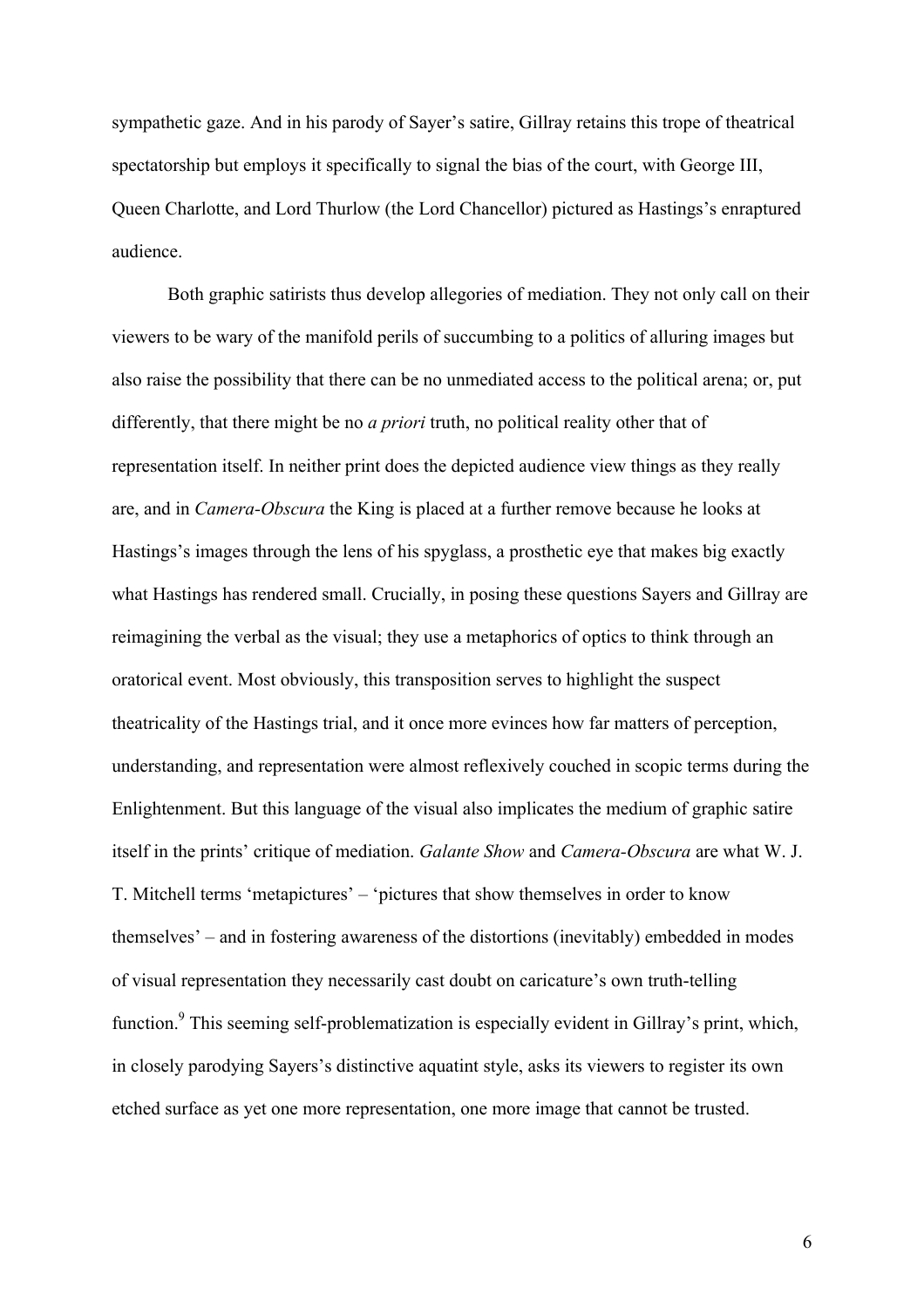sympathetic gaze. And in his parody of Sayer's satire, Gillray retains this trope of theatrical spectatorship but employs it specifically to signal the bias of the court, with George III, Queen Charlotte, and Lord Thurlow (the Lord Chancellor) pictured as Hastings's enraptured audience.

Both graphic satirists thus develop allegories of mediation. They not only call on their viewers to be wary of the manifold perils of succumbing to a politics of alluring images but also raise the possibility that there can be no unmediated access to the political arena; or, put differently, that there might be no *a priori* truth, no political reality other that of representation itself. In neither print does the depicted audience view things as they really are, and in *Camera-Obscura* the King is placed at a further remove because he looks at Hastings's images through the lens of his spyglass, a prosthetic eye that makes big exactly what Hastings has rendered small. Crucially, in posing these questions Sayers and Gillray are reimagining the verbal as the visual; they use a metaphorics of optics to think through an oratorical event. Most obviously, this transposition serves to highlight the suspect theatricality of the Hastings trial, and it once more evinces how far matters of perception, understanding, and representation were almost reflexively couched in scopic terms during the Enlightenment. But this language of the visual also implicates the medium of graphic satire itself in the prints' critique of mediation. *Galante Show* and *Camera-Obscura* are what W. J. T. Mitchell terms 'metapictures' – 'pictures that show themselves in order to know themselves' – and in fostering awareness of the distortions (inevitably) embedded in modes of visual representation they necessarily cast doubt on caricature's own truth-telling function.[9] This seeming self-problematization is especially evident in Gillray's print, which, in closely parodying Sayers's distinctive aquatint style, asks its viewers to register its own etched surface as yet one more representation, one more image that cannot be trusted.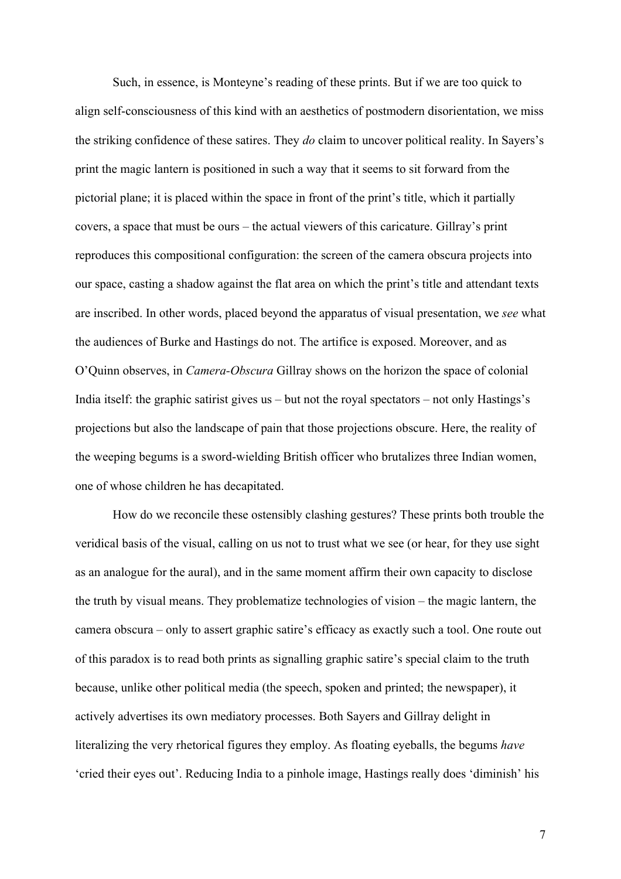Such, in essence, is Monteyne's reading of these prints. But if we are too quick to align self-consciousness of this kind with an aesthetics of postmodern disorientation, we miss the striking confidence of these satires. They *do* claim to uncover political reality. In Sayers's print the magic lantern is positioned in such a way that it seems to sit forward from the pictorial plane; it is placed within the space in front of the print's title, which it partially covers, a space that must be ours – the actual viewers of this caricature. Gillray's print reproduces this compositional configuration: the screen of the camera obscura projects into our space, casting a shadow against the flat area on which the print's title and attendant texts are inscribed. In other words, placed beyond the apparatus of visual presentation, we *see* what the audiences of Burke and Hastings do not. The artifice is exposed. Moreover, and as O'Quinn observes, in *Camera-Obscura* Gillray shows on the horizon the space of colonial India itself: the graphic satirist gives us – but not the royal spectators – not only Hastings's projections but also the landscape of pain that those projections obscure. Here, the reality of the weeping begums is a sword-wielding British officer who brutalizes three Indian women, one of whose children he has decapitated.

How do we reconcile these ostensibly clashing gestures? These prints both trouble the veridical basis of the visual, calling on us not to trust what we see (or hear, for they use sight as an analogue for the aural), and in the same moment affirm their own capacity to disclose the truth by visual means. They problematize technologies of vision – the magic lantern, the camera obscura – only to assert graphic satire's efficacy as exactly such a tool. One route out of this paradox is to read both prints as signalling graphic satire's special claim to the truth because, unlike other political media (the speech, spoken and printed; the newspaper), it actively advertises its own mediatory processes. Both Sayers and Gillray delight in literalizing the very rhetorical figures they employ. As floating eyeballs, the begums *have* 'cried their eyes out'. Reducing India to a pinhole image, Hastings really does 'diminish' his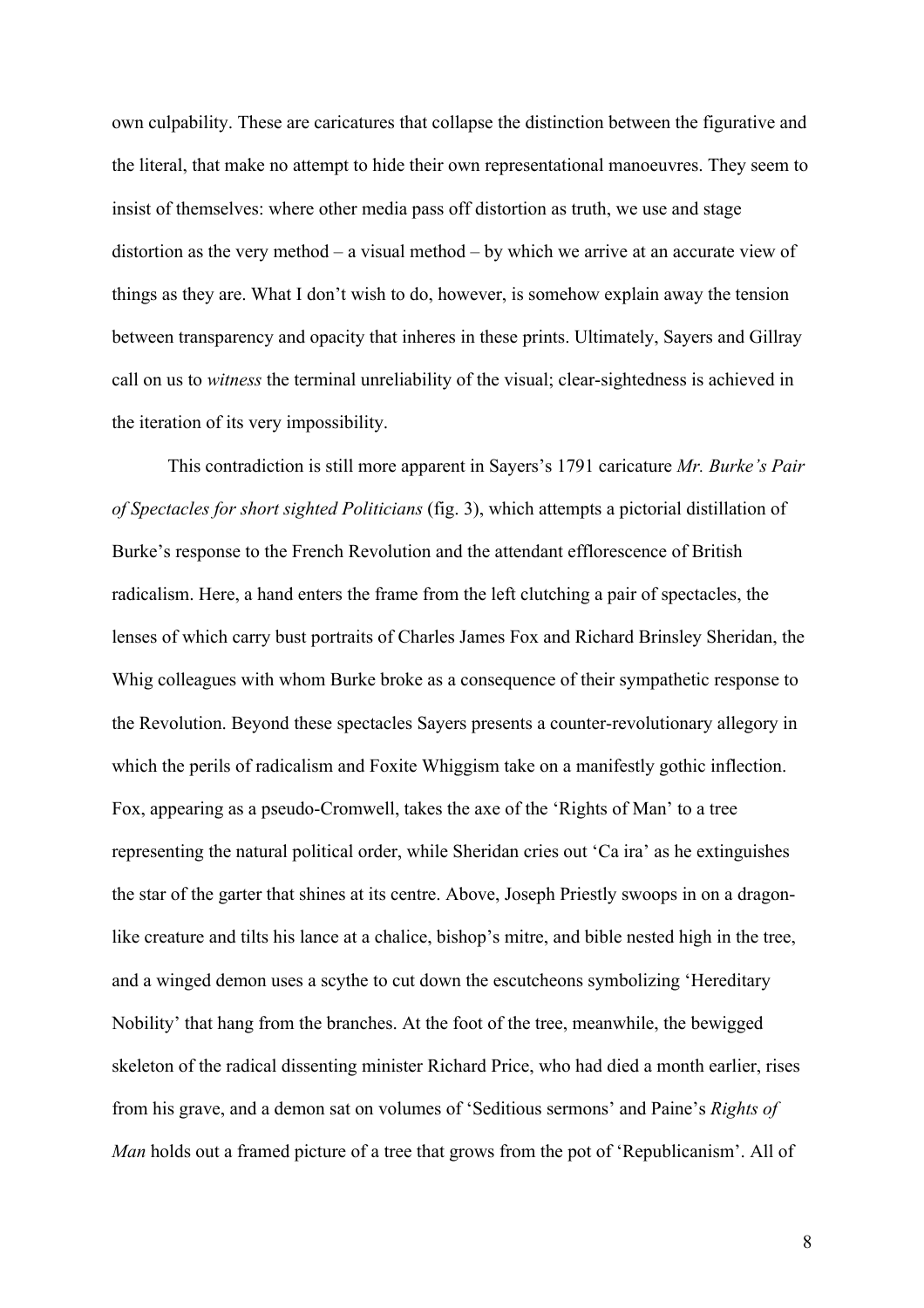own culpability. These are caricatures that collapse the distinction between the figurative and the literal, that make no attempt to hide their own representational manoeuvres. They seem to insist of themselves: where other media pass off distortion as truth, we use and stage distortion as the very method – a visual method – by which we arrive at an accurate view of things as they are. What I don't wish to do, however, is somehow explain away the tension between transparency and opacity that inheres in these prints. Ultimately, Sayers and Gillray call on us to *witness* the terminal unreliability of the visual; clear-sightedness is achieved in the iteration of its very impossibility.

This contradiction is still more apparent in Sayers's 1791 caricature *Mr. Burke's Pair of Spectacles for short sighted Politicians* (fig. 3), which attempts a pictorial distillation of Burke's response to the French Revolution and the attendant efflorescence of British radicalism. Here, a hand enters the frame from the left clutching a pair of spectacles, the lenses of which carry bust portraits of Charles James Fox and Richard Brinsley Sheridan, the Whig colleagues with whom Burke broke as a consequence of their sympathetic response to the Revolution. Beyond these spectacles Sayers presents a counter-revolutionary allegory in which the perils of radicalism and Foxite Whiggism take on a manifestly gothic inflection. Fox, appearing as a pseudo-Cromwell, takes the axe of the 'Rights of Man' to a tree representing the natural political order, while Sheridan cries out 'Ca ira' as he extinguishes the star of the garter that shines at its centre. Above, Joseph Priestly swoops in on a dragon-like creature and tilts his lance at a chalice, bishop's mitre, and bible nested high in the tree, and a winged demon uses a scythe to cut down the escutcheons symbolizing 'Hereditary Nobility' that hang from the branches. At the foot of the tree, meanwhile, the bewigged skeleton of the radical dissenting minister Richard Price, who had died a month earlier, rises from his grave, and a demon sat on volumes of 'Seditious sermons' and Paine's *Rights of Man* holds out a framed picture of a tree that grows from the pot of 'Republicanism'. All of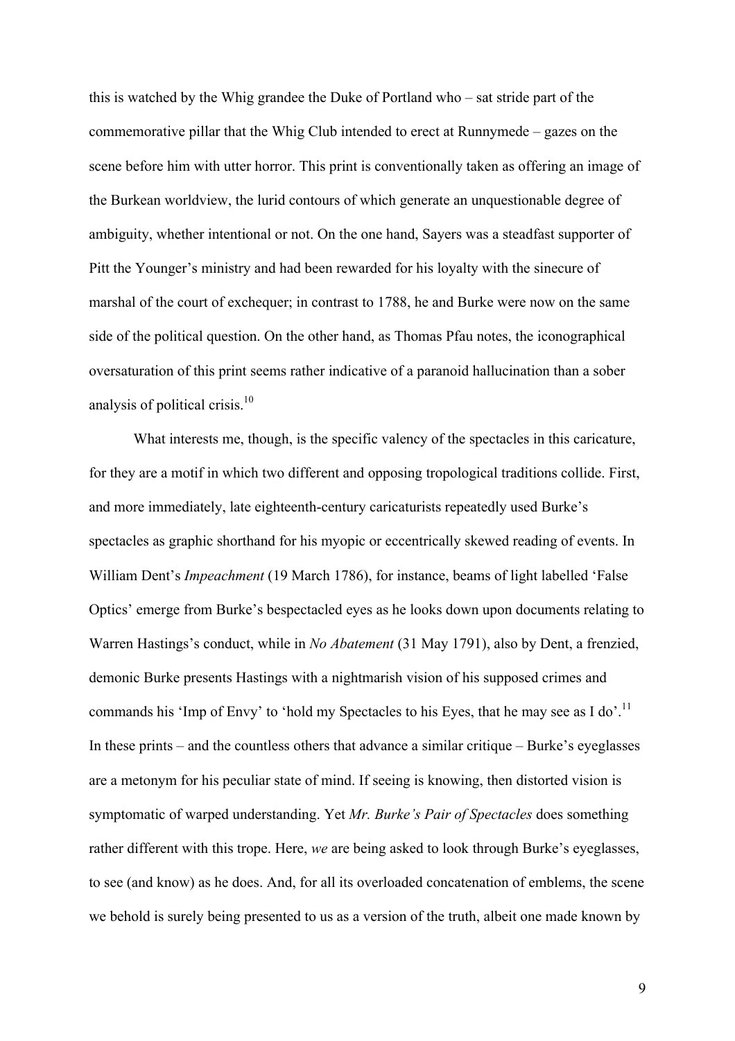this is watched by the Whig grandee the Duke of Portland who – sat stride part of the commemorative pillar that the Whig Club intended to erect at Runnymede – gazes on the scene before him with utter horror. This print is conventionally taken as offering an image of the Burkean worldview, the lurid contours of which generate an unquestionable degree of ambiguity, whether intentional or not. On the one hand, Sayers was a steadfast supporter of Pitt the Younger's ministry and had been rewarded for his loyalty with the sinecure of marshal of the court of exchequer; in contrast to 1788, he and Burke were now on the same side of the political question. On the other hand, as Thomas Pfau notes, the iconographical oversaturation of this print seems rather indicative of a paranoid hallucination than a sober analysis of political crisis.[10]

What interests me, though, is the specific valency of the spectacles in this caricature, for they are a motif in which two different and opposing tropological traditions collide. First, and more immediately, late eighteenth-century caricaturists repeatedly used Burke's spectacles as graphic shorthand for his myopic or eccentrically skewed reading of events. In William Dent's *Impeachment* (19 March 1786), for instance, beams of light labelled 'False Optics' emerge from Burke's bespectacled eyes as he looks down upon documents relating to Warren Hastings's conduct, while in *No Abatement* (31 May 1791), also by Dent, a frenzied, demonic Burke presents Hastings with a nightmarish vision of his supposed crimes and commands his 'Imp of Envy' to 'hold my Spectacles to his Eyes, that he may see as I do'.[11] In these prints – and the countless others that advance a similar critique – Burke's eyeglasses are a metonym for his peculiar state of mind. If seeing is knowing, then distorted vision is symptomatic of warped understanding. Yet *Mr. Burke's Pair of Spectacles* does something rather different with this trope. Here, *we* are being asked to look through Burke's eyeglasses, to see (and know) as he does. And, for all its overloaded concatenation of emblems, the scene we behold is surely being presented to us as a version of the truth, albeit one made known by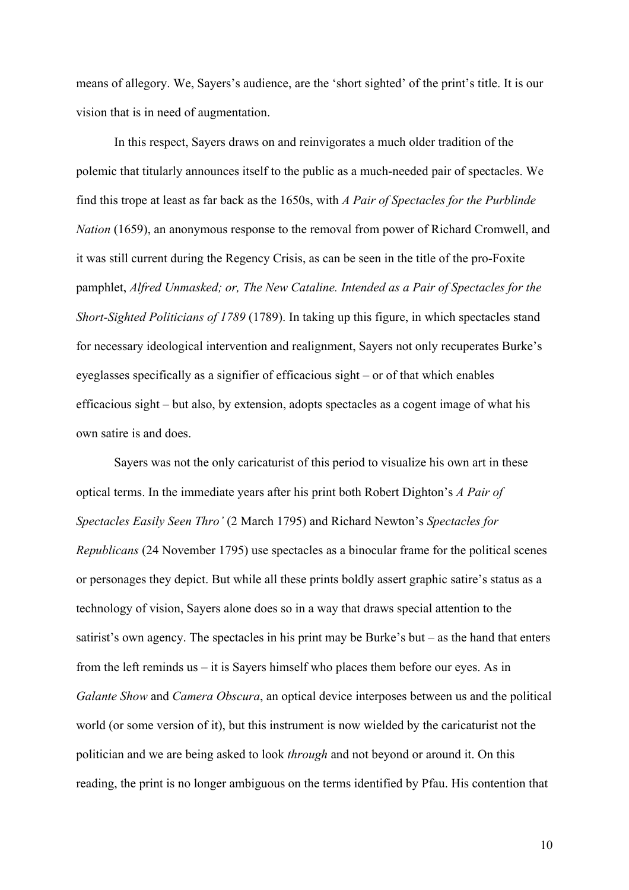means of allegory. We, Sayers's audience, are the 'short sighted' of the print's title. It is our vision that is in need of augmentation.

In this respect, Sayers draws on and reinvigorates a much older tradition of the polemic that titularly announces itself to the public as a much-needed pair of spectacles. We find this trope at least as far back as the 1650s, with *A Pair of Spectacles for the Purblinde Nation* (1659), an anonymous response to the removal from power of Richard Cromwell, and it was still current during the Regency Crisis, as can be seen in the title of the pro-Foxite pamphlet, *Alfred Unmasked; or, The New Cataline. Intended as a Pair of Spectacles for the Short-Sighted Politicians of 1789* (1789). In taking up this figure, in which spectacles stand for necessary ideological intervention and realignment, Sayers not only recuperates Burke's eyeglasses specifically as a signifier of efficacious sight – or of that which enables efficacious sight – but also, by extension, adopts spectacles as a cogent image of what his own satire is and does.

Sayers was not the only caricaturist of this period to visualize his own art in these optical terms. In the immediate years after his print both Robert Dighton's *A Pair of Spectacles Easily Seen Thro'* (2 March 1795) and Richard Newton's *Spectacles for Republicans* (24 November 1795) use spectacles as a binocular frame for the political scenes or personages they depict. But while all these prints boldly assert graphic satire's status as a technology of vision, Sayers alone does so in a way that draws special attention to the satirist's own agency. The spectacles in his print may be Burke's but – as the hand that enters from the left reminds us – it is Sayers himself who places them before our eyes. As in *Galante Show* and *Camera Obscura*, an optical device interposes between us and the political world (or some version of it), but this instrument is now wielded by the caricaturist not the politician and we are being asked to look *through* and not beyond or around it. On this reading, the print is no longer ambiguous on the terms identified by Pfau. His contention that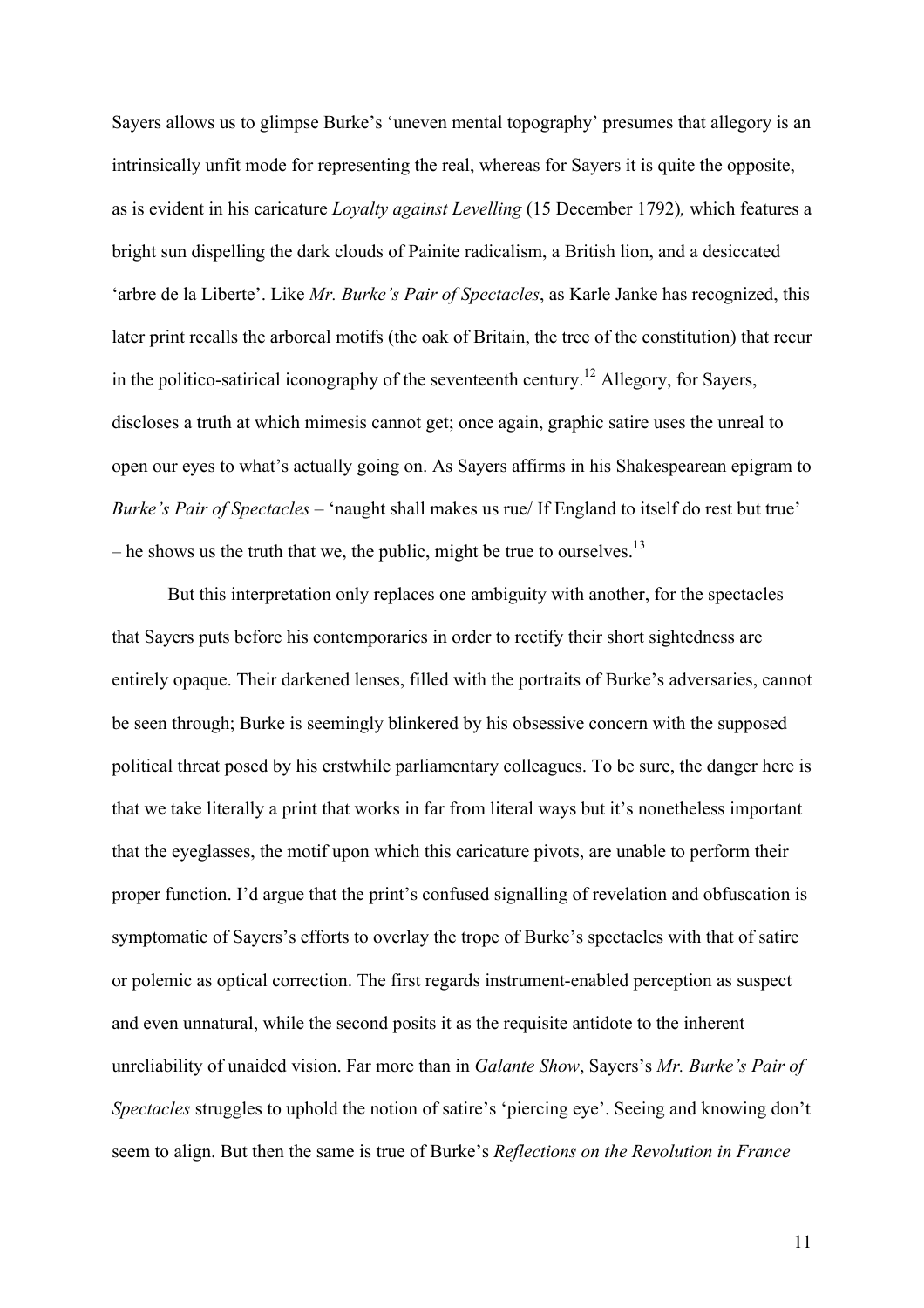Sayers allows us to glimpse Burke's 'uneven mental topography' presumes that allegory is an intrinsically unfit mode for representing the real, whereas for Sayers it is quite the opposite, as is evident in his caricature *Loyalty against Levelling* (15 December 1792)*,* which features a bright sun dispelling the dark clouds of Painite radicalism, a British lion, and a desiccated 'arbre de la Liberte'. Like *Mr. Burke's Pair of Spectacles*, as Karle Janke has recognized, this later print recalls the arboreal motifs (the oak of Britain, the tree of the constitution) that recur in the politico-satirical iconography of the seventeenth century.[12] Allegory, for Sayers, discloses a truth at which mimesis cannot get; once again, graphic satire uses the unreal to open our eyes to what's actually going on. As Sayers affirms in his Shakespearean epigram to *Burke's Pair of Spectacles* – 'naught shall makes us rue/ If England to itself do rest but true' – he shows us the truth that we, the public, might be true to ourselves.[13]

But this interpretation only replaces one ambiguity with another, for the spectacles that Sayers puts before his contemporaries in order to rectify their short sightedness are entirely opaque. Their darkened lenses, filled with the portraits of Burke's adversaries, cannot be seen through; Burke is seemingly blinkered by his obsessive concern with the supposed political threat posed by his erstwhile parliamentary colleagues. To be sure, the danger here is that we take literally a print that works in far from literal ways but it's nonetheless important that the eyeglasses, the motif upon which this caricature pivots, are unable to perform their proper function. I'd argue that the print's confused signalling of revelation and obfuscation is symptomatic of Sayers's efforts to overlay the trope of Burke's spectacles with that of satire or polemic as optical correction. The first regards instrument-enabled perception as suspect and even unnatural, while the second posits it as the requisite antidote to the inherent unreliability of unaided vision. Far more than in *Galante Show*, Sayers's *Mr. Burke's Pair of Spectacles* struggles to uphold the notion of satire's 'piercing eye'. Seeing and knowing don't seem to align. But then the same is true of Burke's *Reflections on the Revolution in France*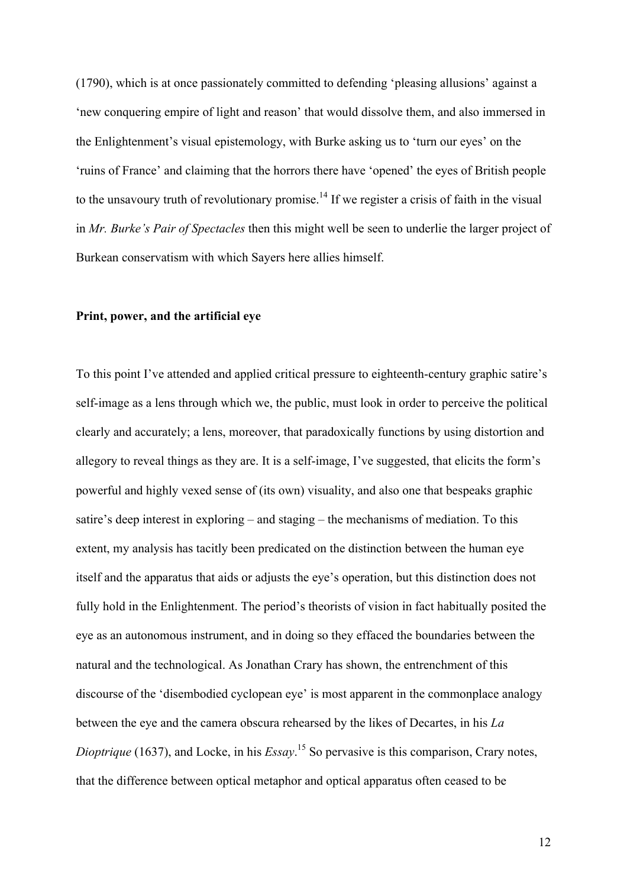(1790), which is at once passionately committed to defending 'pleasing allusions' against a 'new conquering empire of light and reason' that would dissolve them, and also immersed in the Enlightenment's visual epistemology, with Burke asking us to 'turn our eyes' on the 'ruins of France' and claiming that the horrors there have 'opened' the eyes of British people to the unsavoury truth of revolutionary promise.[14] If we register a crisis of faith in the visual in *Mr. Burke's Pair of Spectacles* then this might well be seen to underlie the larger project of Burkean conservatism with which Sayers here allies himself.

**Print, power, and the artificial eye**

To this point I've attended and applied critical pressure to eighteenth-century graphic satire's self-image as a lens through which we, the public, must look in order to perceive the political clearly and accurately; a lens, moreover, that paradoxically functions by using distortion and allegory to reveal things as they are. It is a self-image, I've suggested, that elicits the form's powerful and highly vexed sense of (its own) visuality, and also one that bespeaks graphic satire's deep interest in exploring – and staging – the mechanisms of mediation. To this extent, my analysis has tacitly been predicated on the distinction between the human eye itself and the apparatus that aids or adjusts the eye's operation, but this distinction does not fully hold in the Enlightenment. The period's theorists of vision in fact habitually posited the eye as an autonomous instrument, and in doing so they effaced the boundaries between the natural and the technological. As Jonathan Crary has shown, the entrenchment of this discourse of the 'disembodied cyclopean eye' is most apparent in the commonplace analogy between the eye and the camera obscura rehearsed by the likes of Decartes, in his *La Dioptrique* (1637), and Locke, in his *Essay*.[15] So pervasive is this comparison, Crary notes, that the difference between optical metaphor and optical apparatus often ceased to be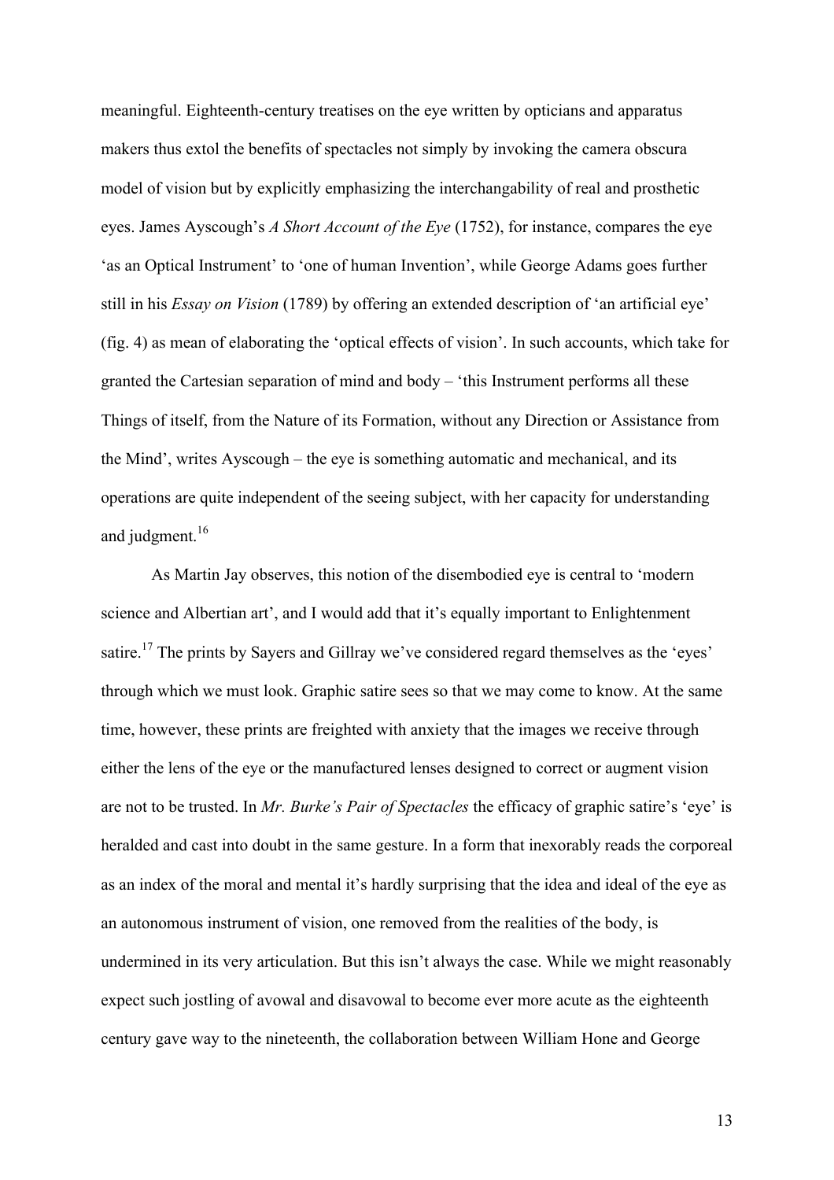meaningful. Eighteenth-century treatises on the eye written by opticians and apparatus makers thus extol the benefits of spectacles not simply by invoking the camera obscura model of vision but by explicitly emphasizing the interchangability of real and prosthetic eyes. James Ayscough's *A Short Account of the Eye* (1752), for instance, compares the eye 'as an Optical Instrument' to 'one of human Invention', while George Adams goes further still in his *Essay on Vision* (1789) by offering an extended description of 'an artificial eye' (fig. 4) as mean of elaborating the 'optical effects of vision'. In such accounts, which take for granted the Cartesian separation of mind and body – 'this Instrument performs all these Things of itself, from the Nature of its Formation, without any Direction or Assistance from the Mind', writes Ayscough – the eye is something automatic and mechanical, and its operations are quite independent of the seeing subject, with her capacity for understanding and judgment.[16]

As Martin Jay observes, this notion of the disembodied eye is central to 'modern science and Albertian art', and I would add that it's equally important to Enlightenment satire.[17] The prints by Sayers and Gillray we've considered regard themselves as the 'eyes' through which we must look. Graphic satire sees so that we may come to know. At the same time, however, these prints are freighted with anxiety that the images we receive through either the lens of the eye or the manufactured lenses designed to correct or augment vision are not to be trusted. In *Mr. Burke's Pair of Spectacles* the efficacy of graphic satire's 'eye' is heralded and cast into doubt in the same gesture. In a form that inexorably reads the corporeal as an index of the moral and mental it's hardly surprising that the idea and ideal of the eye as an autonomous instrument of vision, one removed from the realities of the body, is undermined in its very articulation. But this isn't always the case. While we might reasonably expect such jostling of avowal and disavowal to become ever more acute as the eighteenth century gave way to the nineteenth, the collaboration between William Hone and George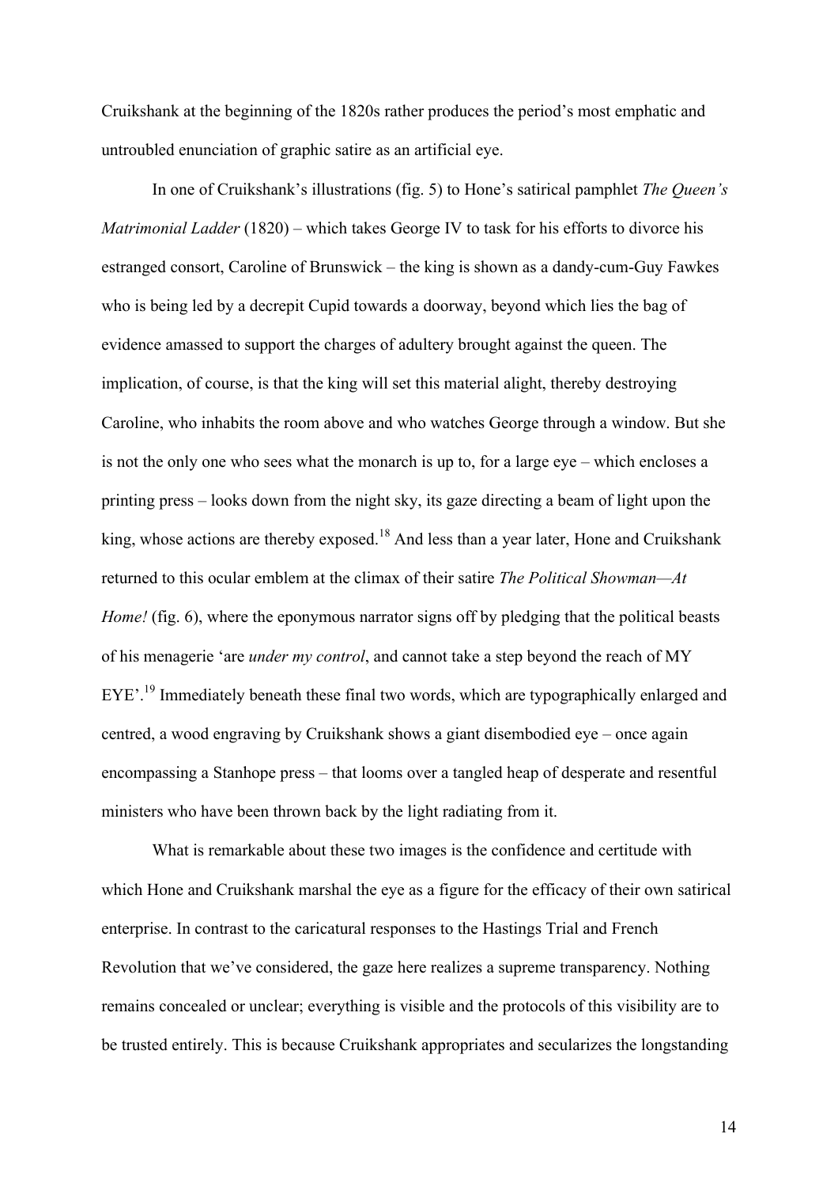Cruikshank at the beginning of the 1820s rather produces the period's most emphatic and untroubled enunciation of graphic satire as an artificial eye.

In one of Cruikshank's illustrations (fig. 5) to Hone's satirical pamphlet *The Queen's Matrimonial Ladder* (1820) – which takes George IV to task for his efforts to divorce his estranged consort, Caroline of Brunswick – the king is shown as a dandy-cum-Guy Fawkes who is being led by a decrepit Cupid towards a doorway, beyond which lies the bag of evidence amassed to support the charges of adultery brought against the queen. The implication, of course, is that the king will set this material alight, thereby destroying Caroline, who inhabits the room above and who watches George through a window. But she is not the only one who sees what the monarch is up to, for a large eye – which encloses a printing press – looks down from the night sky, its gaze directing a beam of light upon the king, whose actions are thereby exposed.[18] And less than a year later, Hone and Cruikshank returned to this ocular emblem at the climax of their satire *The Political Showman—At Home!* (fig. 6), where the eponymous narrator signs off by pledging that the political beasts of his menagerie 'are *under my control*, and cannot take a step beyond the reach of MY EYE'.[19] Immediately beneath these final two words, which are typographically enlarged and centred, a wood engraving by Cruikshank shows a giant disembodied eye – once again encompassing a Stanhope press – that looms over a tangled heap of desperate and resentful ministers who have been thrown back by the light radiating from it.

What is remarkable about these two images is the confidence and certitude with which Hone and Cruikshank marshal the eye as a figure for the efficacy of their own satirical enterprise. In contrast to the caricatural responses to the Hastings Trial and French Revolution that we've considered, the gaze here realizes a supreme transparency. Nothing remains concealed or unclear; everything is visible and the protocols of this visibility are to be trusted entirely. This is because Cruikshank appropriates and secularizes the longstanding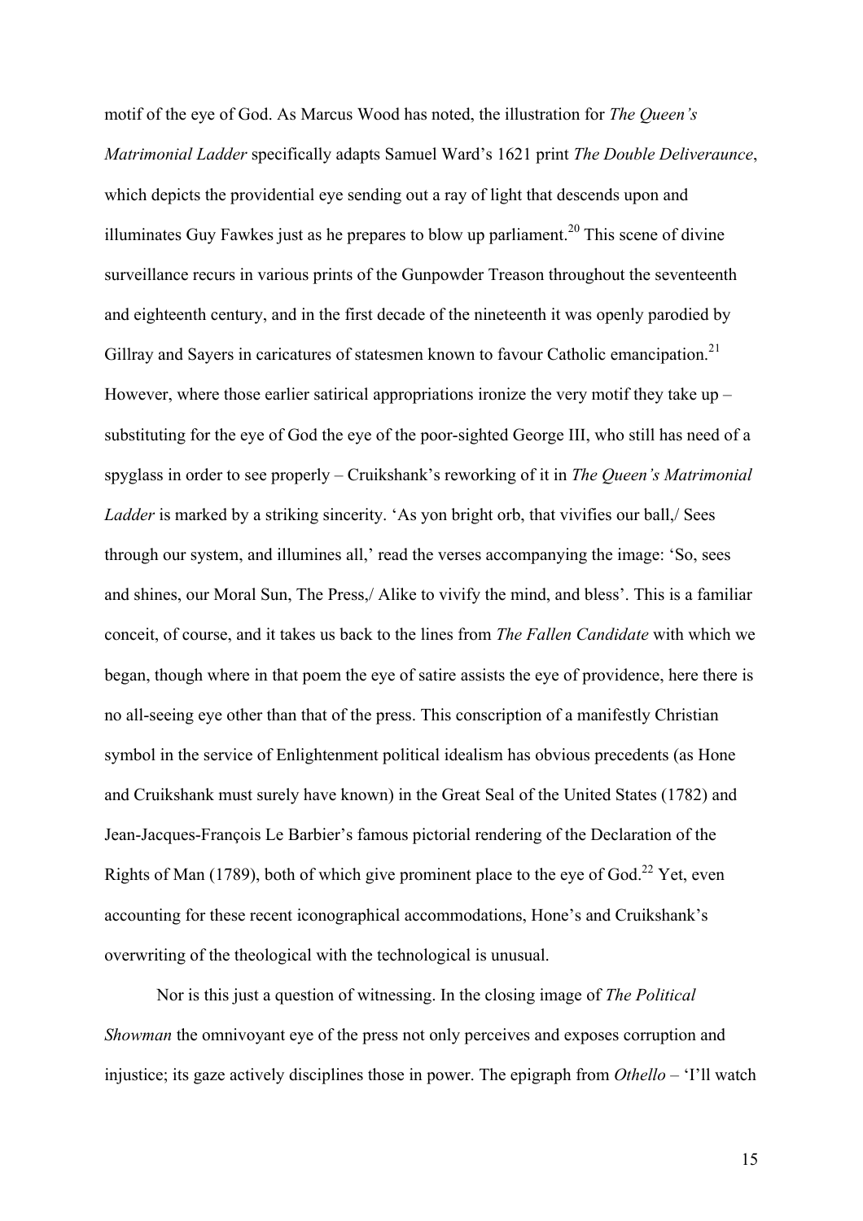motif of the eye of God. As Marcus Wood has noted, the illustration for *The Queen's Matrimonial Ladder* specifically adapts Samuel Ward's 1621 print *The Double Deliveraunce*, which depicts the providential eye sending out a ray of light that descends upon and illuminates Guy Fawkes just as he prepares to blow up parliament.[20] This scene of divine surveillance recurs in various prints of the Gunpowder Treason throughout the seventeenth and eighteenth century, and in the first decade of the nineteenth it was openly parodied by Gillray and Sayers in caricatures of statesmen known to favour Catholic emancipation.[21] However, where those earlier satirical appropriations ironize the very motif they take up – substituting for the eye of God the eye of the poor-sighted George III, who still has need of a spyglass in order to see properly – Cruikshank's reworking of it in *The Queen's Matrimonial Ladder* is marked by a striking sincerity. 'As yon bright orb, that vivifies our ball,/ Sees through our system, and illumines all,' read the verses accompanying the image: 'So, sees and shines, our Moral Sun, The Press,/ Alike to vivify the mind, and bless'. This is a familiar conceit, of course, and it takes us back to the lines from *The Fallen Candidate* with which we began, though where in that poem the eye of satire assists the eye of providence, here there is no all-seeing eye other than that of the press. This conscription of a manifestly Christian symbol in the service of Enlightenment political idealism has obvious precedents (as Hone and Cruikshank must surely have known) in the Great Seal of the United States (1782) and Jean-Jacques-François Le Barbier's famous pictorial rendering of the Declaration of the Rights of Man (1789), both of which give prominent place to the eye of God.[22] Yet, even accounting for these recent iconographical accommodations, Hone's and Cruikshank's overwriting of the theological with the technological is unusual.

Nor is this just a question of witnessing. In the closing image of *The Political Showman* the omnivoyant eye of the press not only perceives and exposes corruption and injustice; its gaze actively disciplines those in power. The epigraph from *Othello* – 'I'll watch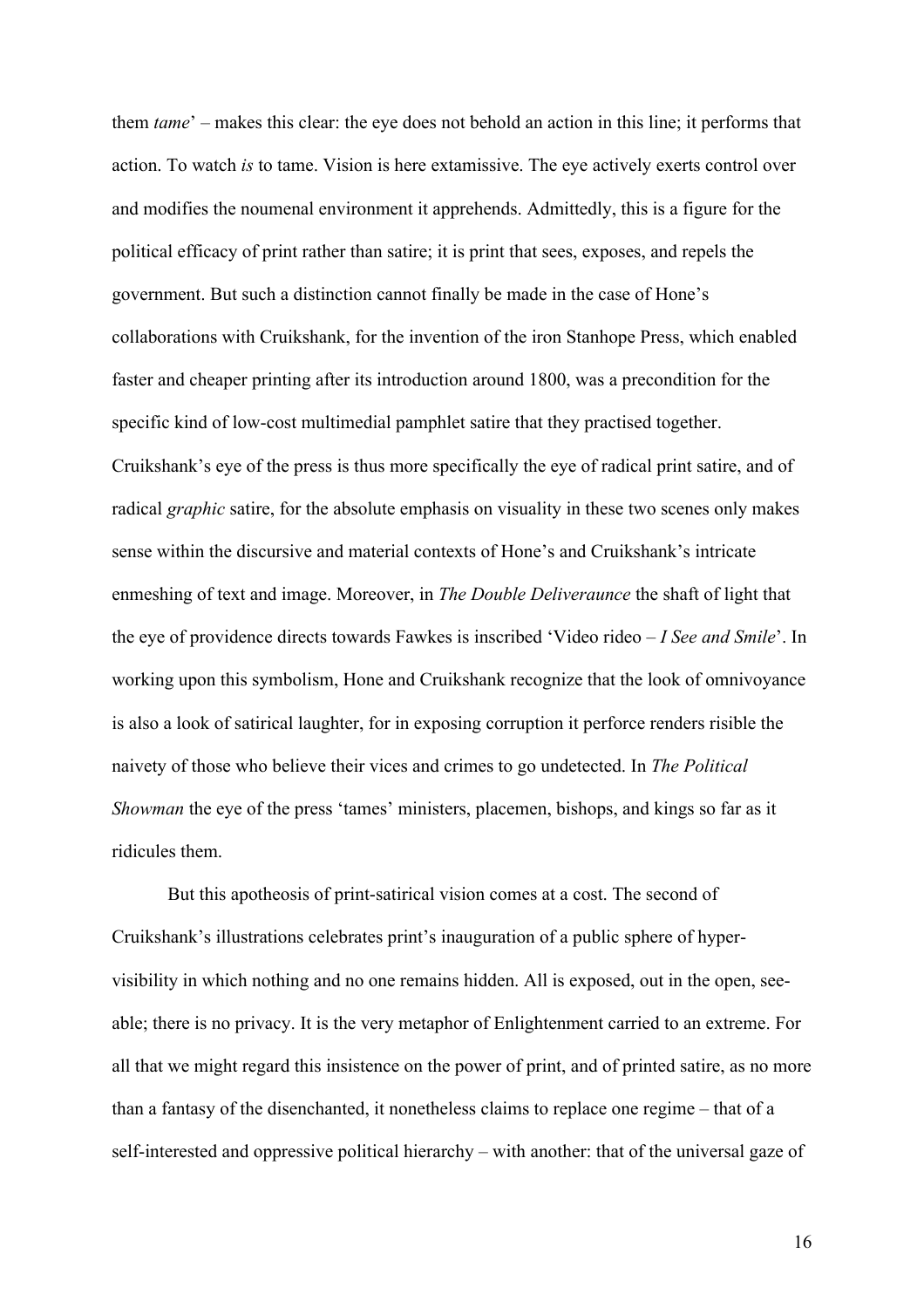them *tame*' – makes this clear: the eye does not behold an action in this line; it performs that action. To watch *is* to tame. Vision is here extamissive. The eye actively exerts control over and modifies the noumenal environment it apprehends. Admittedly, this is a figure for the political efficacy of print rather than satire; it is print that sees, exposes, and repels the government. But such a distinction cannot finally be made in the case of Hone's collaborations with Cruikshank, for the invention of the iron Stanhope Press, which enabled faster and cheaper printing after its introduction around 1800, was a precondition for the specific kind of low-cost multimedial pamphlet satire that they practised together. Cruikshank's eye of the press is thus more specifically the eye of radical print satire, and of radical *graphic* satire, for the absolute emphasis on visuality in these two scenes only makes sense within the discursive and material contexts of Hone's and Cruikshank's intricate enmeshing of text and image. Moreover, in *The Double Deliveraunce* the shaft of light that the eye of providence directs towards Fawkes is inscribed 'Video rideo – *I See and Smile*'. In working upon this symbolism, Hone and Cruikshank recognize that the look of omnivoyance is also a look of satirical laughter, for in exposing corruption it perforce renders risible the naivety of those who believe their vices and crimes to go undetected. In *The Political Showman* the eye of the press 'tames' ministers, placemen, bishops, and kings so far as it ridicules them.

But this apotheosis of print-satirical vision comes at a cost. The second of Cruikshank's illustrations celebrates print's inauguration of a public sphere of hyper-visibility in which nothing and no one remains hidden. All is exposed, out in the open, see-able; there is no privacy. It is the very metaphor of Enlightenment carried to an extreme. For all that we might regard this insistence on the power of print, and of printed satire, as no more than a fantasy of the disenchanted, it nonetheless claims to replace one regime – that of a self-interested and oppressive political hierarchy – with another: that of the universal gaze of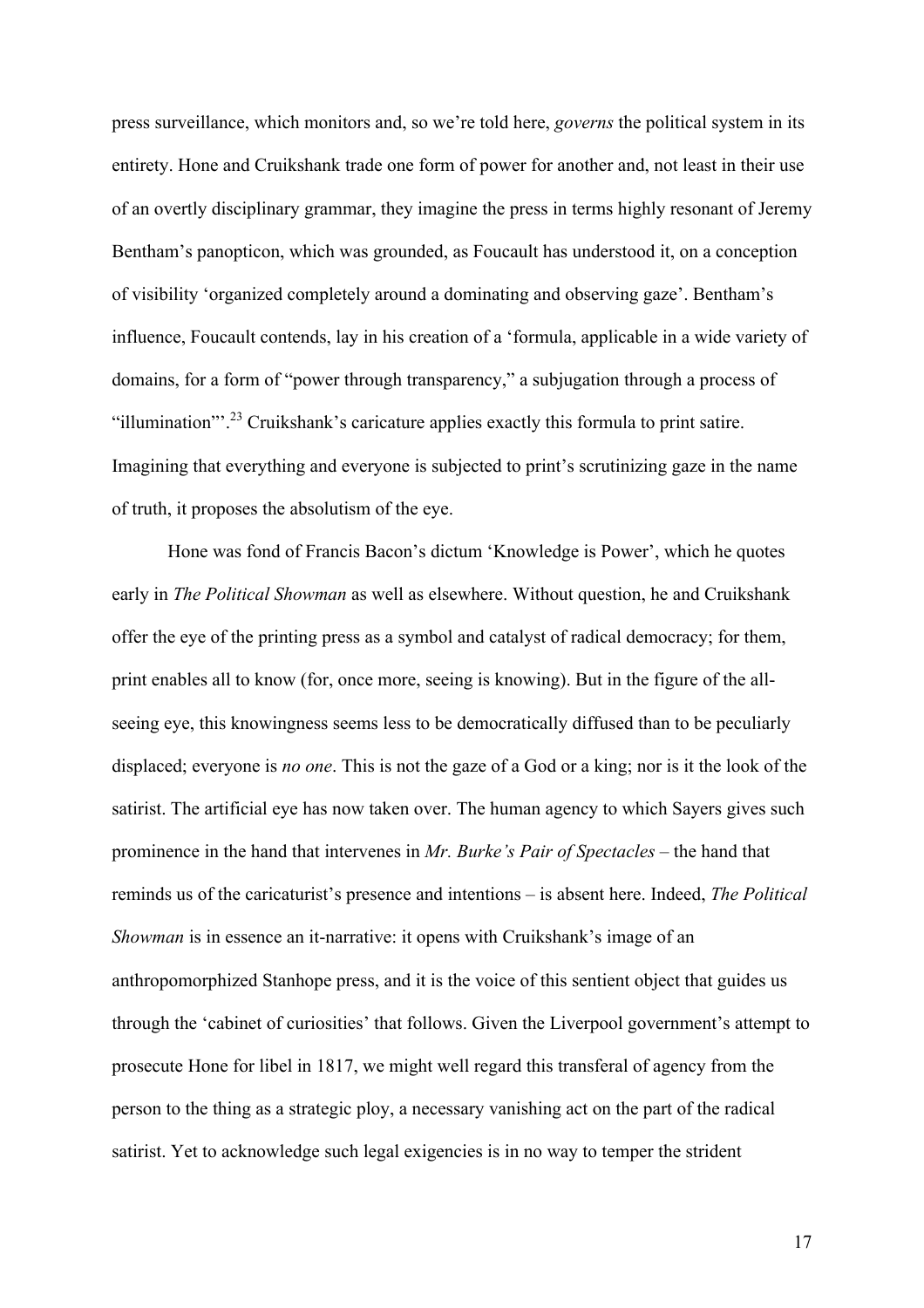press surveillance, which monitors and, so we're told here, *governs* the political system in its entirety. Hone and Cruikshank trade one form of power for another and, not least in their use of an overtly disciplinary grammar, they imagine the press in terms highly resonant of Jeremy Bentham's panopticon, which was grounded, as Foucault has understood it, on a conception of visibility 'organized completely around a dominating and observing gaze'. Bentham's influence, Foucault contends, lay in his creation of a 'formula, applicable in a wide variety of domains, for a form of "power through transparency," a subjugation through a process of "illumination"'.[23] Cruikshank's caricature applies exactly this formula to print satire. Imagining that everything and everyone is subjected to print's scrutinizing gaze in the name of truth, it proposes the absolutism of the eye.

Hone was fond of Francis Bacon's dictum 'Knowledge is Power', which he quotes early in *The Political Showman* as well as elsewhere. Without question, he and Cruikshank offer the eye of the printing press as a symbol and catalyst of radical democracy; for them, print enables all to know (for, once more, seeing is knowing). But in the figure of the all-seeing eye, this knowingness seems less to be democratically diffused than to be peculiarly displaced; everyone is *no one*. This is not the gaze of a God or a king; nor is it the look of the satirist. The artificial eye has now taken over. The human agency to which Sayers gives such prominence in the hand that intervenes in *Mr. Burke's Pair of Spectacles* – the hand that reminds us of the caricaturist's presence and intentions – is absent here. Indeed, *The Political Showman* is in essence an it-narrative: it opens with Cruikshank's image of an anthropomorphized Stanhope press, and it is the voice of this sentient object that guides us through the 'cabinet of curiosities' that follows. Given the Liverpool government's attempt to prosecute Hone for libel in 1817, we might well regard this transferal of agency from the person to the thing as a strategic ploy, a necessary vanishing act on the part of the radical satirist. Yet to acknowledge such legal exigencies is in no way to temper the strident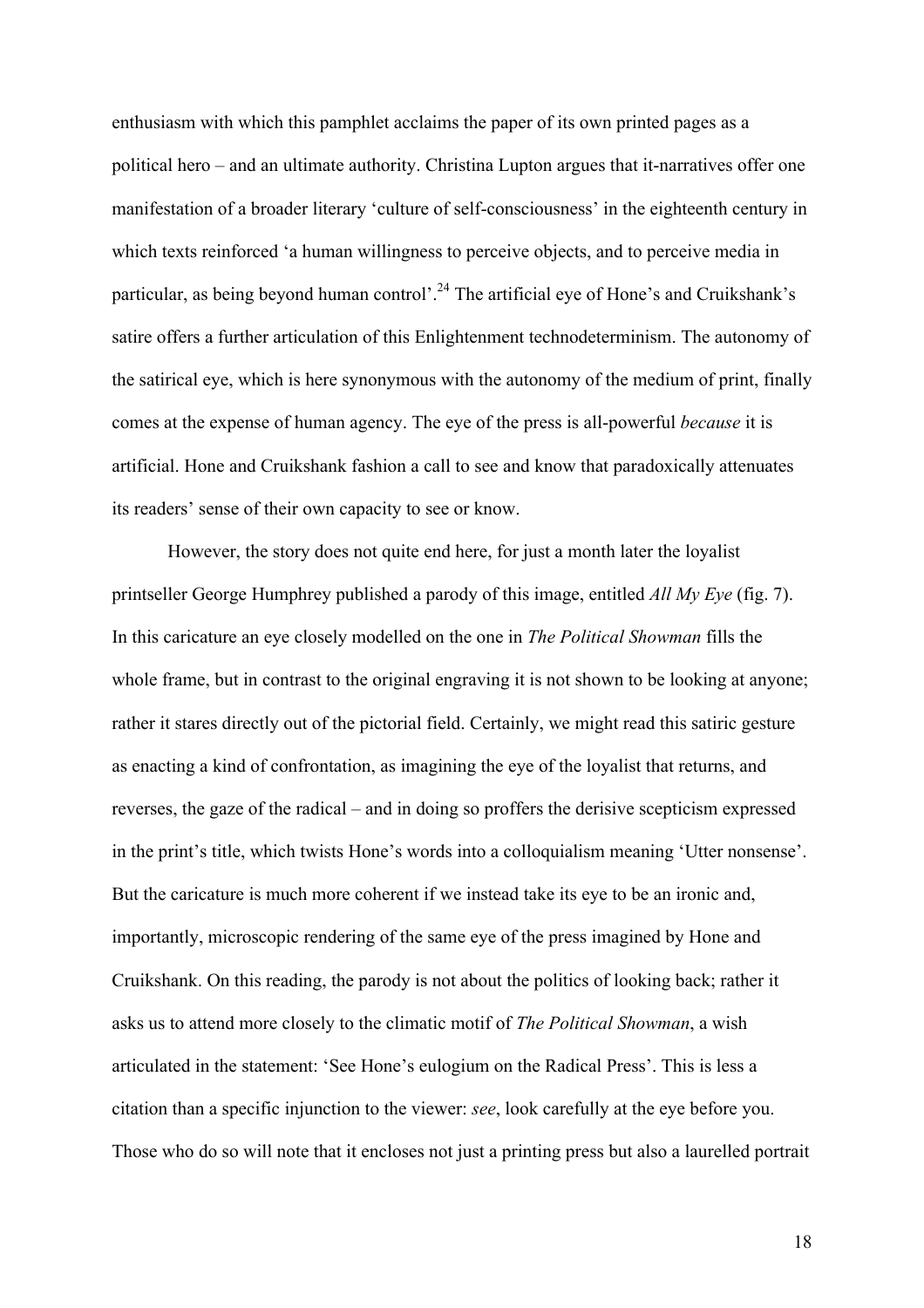enthusiasm with which this pamphlet acclaims the paper of its own printed pages as a political hero – and an ultimate authority. Christina Lupton argues that it-narratives offer one manifestation of a broader literary 'culture of self-consciousness' in the eighteenth century in which texts reinforced 'a human willingness to perceive objects, and to perceive media in particular, as being beyond human control'.[24] The artificial eye of Hone's and Cruikshank's satire offers a further articulation of this Enlightenment technodeterminism. The autonomy of the satirical eye, which is here synonymous with the autonomy of the medium of print, finally comes at the expense of human agency. The eye of the press is all-powerful *because* it is artificial. Hone and Cruikshank fashion a call to see and know that paradoxically attenuates its readers' sense of their own capacity to see or know.

However, the story does not quite end here, for just a month later the loyalist printseller George Humphrey published a parody of this image, entitled *All My Eye* (fig. 7). In this caricature an eye closely modelled on the one in *The Political Showman* fills the whole frame, but in contrast to the original engraving it is not shown to be looking at anyone; rather it stares directly out of the pictorial field. Certainly, we might read this satiric gesture as enacting a kind of confrontation, as imagining the eye of the loyalist that returns, and reverses, the gaze of the radical – and in doing so proffers the derisive scepticism expressed in the print's title, which twists Hone's words into a colloquialism meaning 'Utter nonsense'. But the caricature is much more coherent if we instead take its eye to be an ironic and, importantly, microscopic rendering of the same eye of the press imagined by Hone and Cruikshank. On this reading, the parody is not about the politics of looking back; rather it asks us to attend more closely to the climatic motif of *The Political Showman*, a wish articulated in the statement: 'See Hone's eulogium on the Radical Press'. This is less a citation than a specific injunction to the viewer: *see*, look carefully at the eye before you. Those who do so will note that it encloses not just a printing press but also a laurelled portrait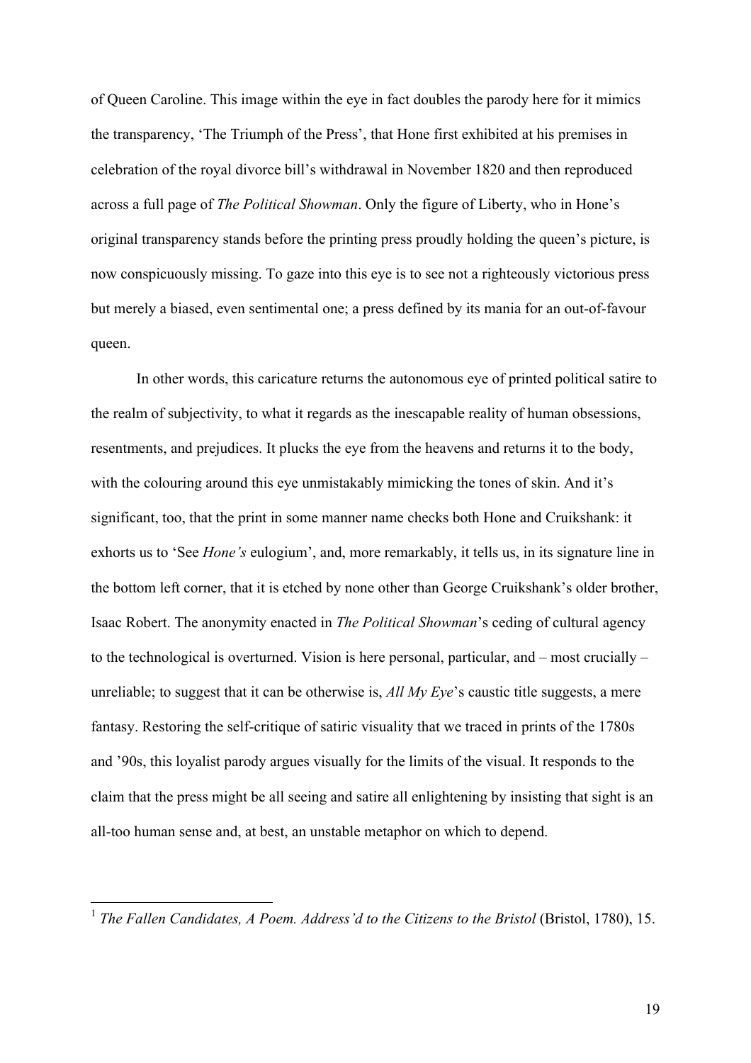of Queen Caroline. This image within the eye in fact doubles the parody here for it mimics the transparency, 'The Triumph of the Press', that Hone first exhibited at his premises in celebration of the royal divorce bill's withdrawal in November 1820 and then reproduced across a full page of *The Political Showman*. Only the figure of Liberty, who in Hone's original transparency stands before the printing press proudly holding the queen's picture, is now conspicuously missing. To gaze into this eye is to see not a righteously victorious press but merely a biased, even sentimental one; a press defined by its mania for an out-of-favour queen.

In other words, this caricature returns the autonomous eye of printed political satire to the realm of subjectivity, to what it regards as the inescapable reality of human obsessions, resentments, and prejudices. It plucks the eye from the heavens and returns it to the body, with the colouring around this eye unmistakably mimicking the tones of skin. And it's significant, too, that the print in some manner name checks both Hone and Cruikshank: it exhorts us to 'See *Hone's* eulogium', and, more remarkably, it tells us, in its signature line in the bottom left corner, that it is etched by none other than George Cruikshank's older brother, Isaac Robert. The anonymity enacted in *The Political Showman*'s ceding of cultural agency to the technological is overturned. Vision is here personal, particular, and – most crucially – unreliable; to suggest that it can be otherwise is, *All My Eye*'s caustic title suggests, a mere fantasy. Restoring the self-critique of satiric visuality that we traced in prints of the 1780s and '90s, this loyalist parody argues visually for the limits of the visual. It responds to the claim that the press might be all seeing and satire all enlightening by insisting that sight is an all-too human sense and, at best, an unstable metaphor on which to depend.

---

[1] *The Fallen Candidates, A Poem. Address'd to the Citizens to the Bristol* (Bristol, 1780), 15.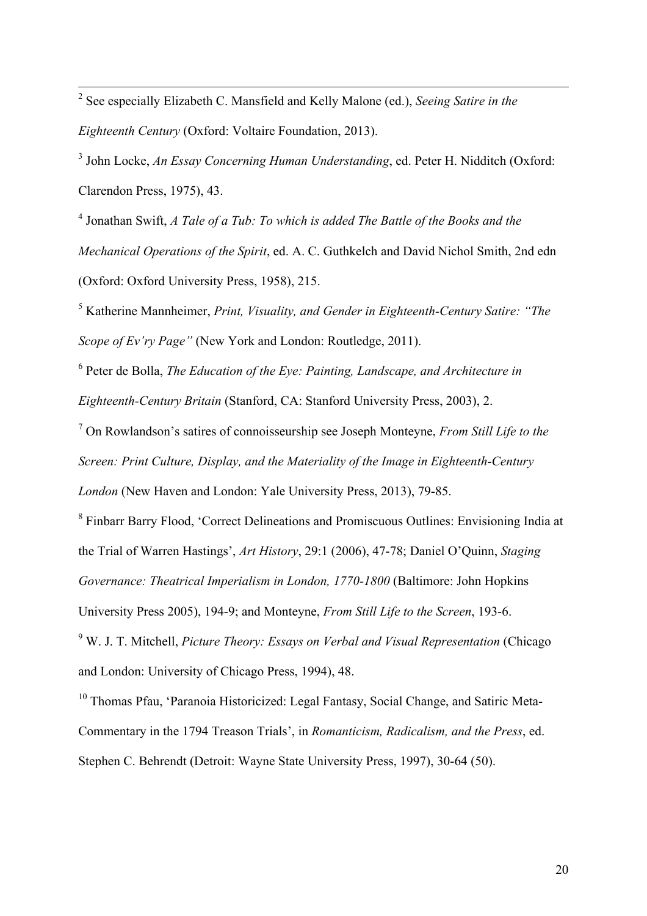[2] See especially Elizabeth C. Mansfield and Kelly Malone (ed.), *Seeing Satire in the Eighteenth Century* (Oxford: Voltaire Foundation, 2013).

[3] John Locke, *An Essay Concerning Human Understanding*, ed. Peter H. Nidditch (Oxford: Clarendon Press, 1975), 43.

[4] Jonathan Swift, *A Tale of a Tub: To which is added The Battle of the Books and the Mechanical Operations of the Spirit*, ed. A. C. Guthkelch and David Nichol Smith, 2nd edn (Oxford: Oxford University Press, 1958), 215.

[5] Katherine Mannheimer, *Print, Visuality, and Gender in Eighteenth-Century Satire: "The Scope of Ev'ry Page"* (New York and London: Routledge, 2011).

[6] Peter de Bolla, *The Education of the Eye: Painting, Landscape, and Architecture in Eighteenth-Century Britain* (Stanford, CA: Stanford University Press, 2003), 2.

[7] On Rowlandson's satires of connoisseurship see Joseph Monteyne, *From Still Life to the Screen: Print Culture, Display, and the Materiality of the Image in Eighteenth-Century London* (New Haven and London: Yale University Press, 2013), 79-85.

[8] Finbarr Barry Flood, 'Correct Delineations and Promiscuous Outlines: Envisioning India at the Trial of Warren Hastings', *Art History*, 29:1 (2006), 47-78; Daniel O'Quinn, *Staging Governance: Theatrical Imperialism in London, 1770-1800* (Baltimore: John Hopkins University Press 2005), 194-9; and Monteyne, *From Still Life to the Screen*, 193-6.

[9] W. J. T. Mitchell, *Picture Theory: Essays on Verbal and Visual Representation* (Chicago and London: University of Chicago Press, 1994), 48.

[10] Thomas Pfau, 'Paranoia Historicized: Legal Fantasy, Social Change, and Satiric Meta-Commentary in the 1794 Treason Trials', in *Romanticism, Radicalism, and the Press*, ed. Stephen C. Behrendt (Detroit: Wayne State University Press, 1997), 30-64 (50).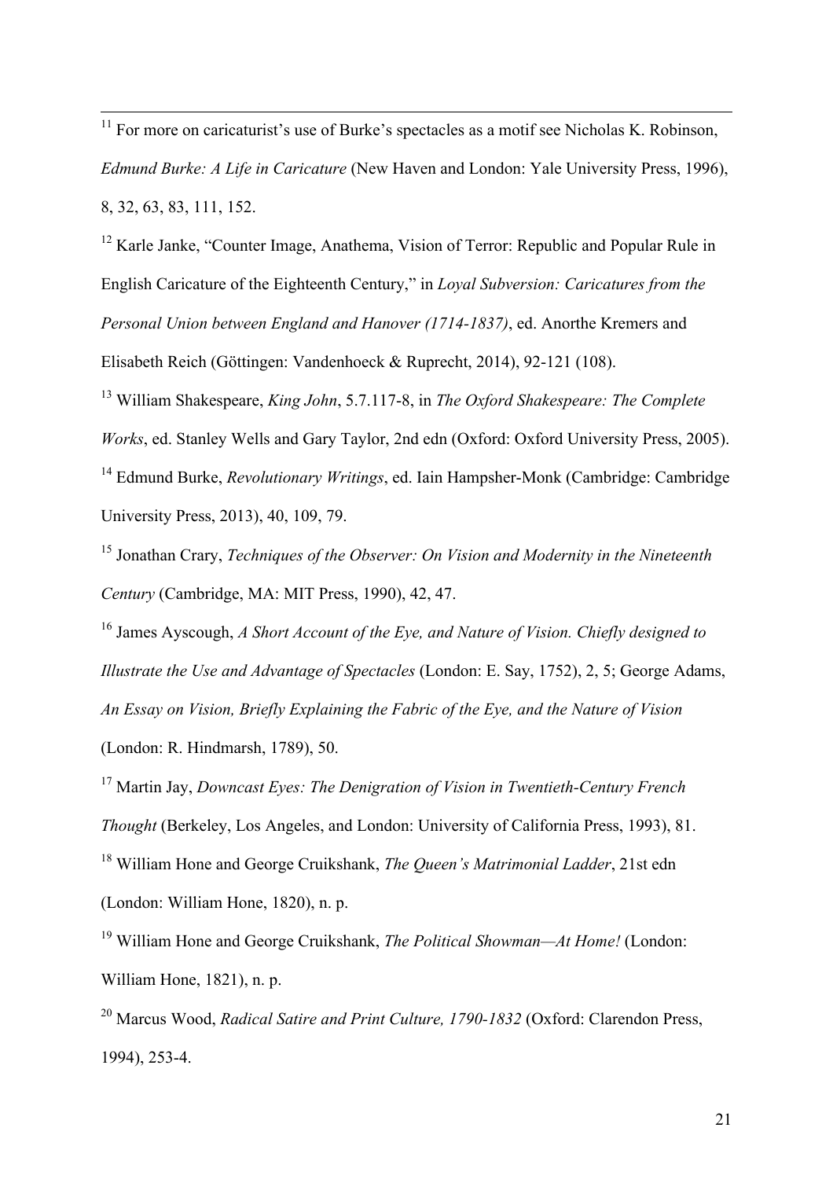[11] For more on caricaturist's use of Burke's spectacles as a motif see Nicholas K. Robinson, *Edmund Burke: A Life in Caricature* (New Haven and London: Yale University Press, 1996), 8, 32, 63, 83, 111, 152.

[12] Karle Janke, "Counter Image, Anathema, Vision of Terror: Republic and Popular Rule in English Caricature of the Eighteenth Century," in *Loyal Subversion: Caricatures from the Personal Union between England and Hanover (1714-1837)*, ed. Anorthe Kremers and Elisabeth Reich (Göttingen: Vandenhoeck & Ruprecht, 2014), 92-121 (108).

[13] William Shakespeare, *King John*, 5.7.117-8, in *The Oxford Shakespeare: The Complete Works*, ed. Stanley Wells and Gary Taylor, 2nd edn (Oxford: Oxford University Press, 2005).

[14] Edmund Burke, *Revolutionary Writings*, ed. Iain Hampsher-Monk (Cambridge: Cambridge University Press, 2013), 40, 109, 79.

[15] Jonathan Crary, *Techniques of the Observer: On Vision and Modernity in the Nineteenth Century* (Cambridge, MA: MIT Press, 1990), 42, 47.

[16] James Ayscough, *A Short Account of the Eye, and Nature of Vision. Chiefly designed to Illustrate the Use and Advantage of Spectacles* (London: E. Say, 1752), 2, 5; George Adams, *An Essay on Vision, Briefly Explaining the Fabric of the Eye, and the Nature of Vision* (London: R. Hindmarsh, 1789), 50.

[17] Martin Jay, *Downcast Eyes: The Denigration of Vision in Twentieth-Century French Thought* (Berkeley, Los Angeles, and London: University of California Press, 1993), 81.

[18] William Hone and George Cruikshank, *The Queen's Matrimonial Ladder*, 21st edn (London: William Hone, 1820), n. p.

[19] William Hone and George Cruikshank, *The Political Showman—At Home!* (London: William Hone, 1821), n. p.

[20] Marcus Wood, *Radical Satire and Print Culture, 1790-1832* (Oxford: Clarendon Press, 1994), 253-4.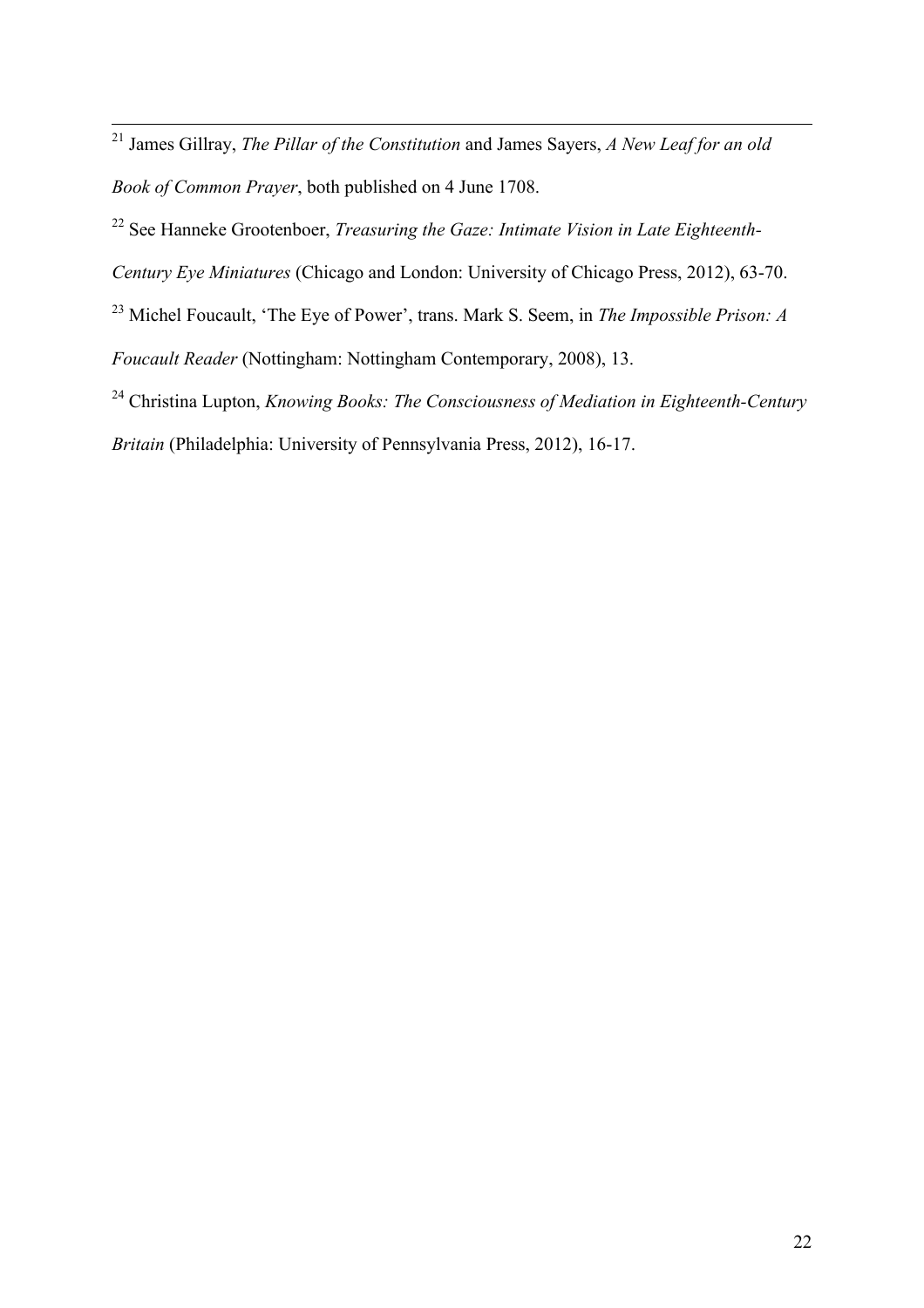[21] James Gillray, *The Pillar of the Constitution* and James Sayers, *A New Leaf for an old Book of Common Prayer*, both published on 4 June 1708.

[22] See Hanneke Grootenboer, *Treasuring the Gaze: Intimate Vision in Late Eighteenth-Century Eye Miniatures* (Chicago and London: University of Chicago Press, 2012), 63-70.

[23] Michel Foucault, 'The Eye of Power', trans. Mark S. Seem, in *The Impossible Prison: A Foucault Reader* (Nottingham: Nottingham Contemporary, 2008), 13.

[24] Christina Lupton, *Knowing Books: The Consciousness of Mediation in Eighteenth-Century Britain* (Philadelphia: University of Pennsylvania Press, 2012), 16-17.